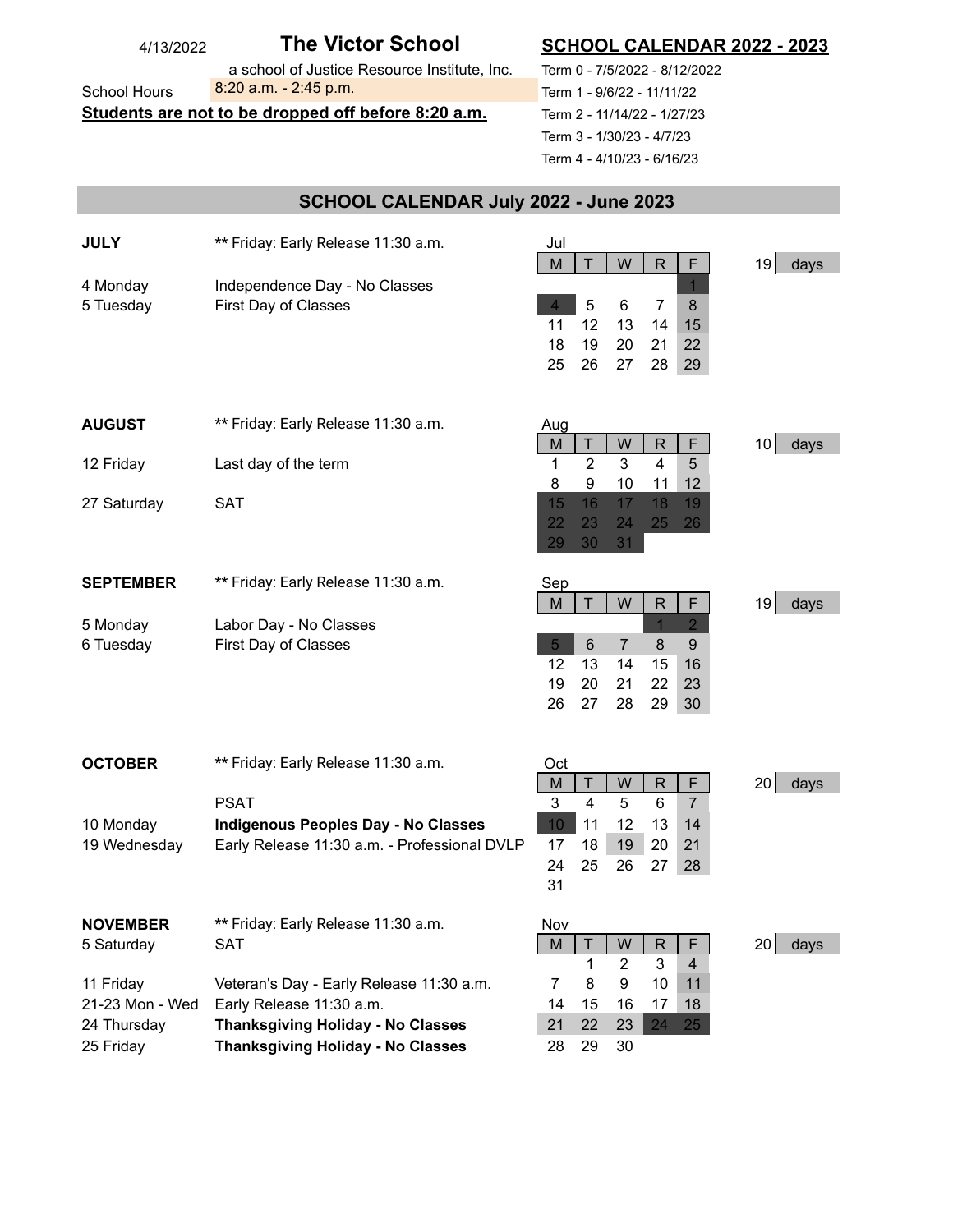4/13/2022

# The Victor School

a school of Justice Resource Institute, Inc.

School Hours 8:20 a.m. - 2:45 p.m.

**Students are not to be dropped off before 8:20 a.m.**

## SCHOOL CALENDAR 2022 - 2023

Term 0 - 7/5/2022 - 8/12/2022
Term 1 - 9/6/22 - 11/11/22
Term 2 - 11/14/22 - 1/27/23
Term 3 - 1/30/23 - 4/7/23
Term 4 - 4/10/23 - 6/16/23

## SCHOOL CALENDAR July 2022 - June 2023

### JULY

** Friday: Early Release 11:30 a.m.

4 Monday — Independence Day - No Classes
5 Tuesday — First Day of Classes

Jul — 19 days

| M | T | W | R | F |
|---|---|---|---|---|
| | | | | 1 |
| 4 | 5 | 6 | 7 | 8 |
| 11 | 12 | 13 | 14 | 15 |
| 18 | 19 | 20 | 21 | 22 |
| 25 | 26 | 27 | 28 | 29 |

### AUGUST

** Friday: Early Release 11:30 a.m.

12 Friday — Last day of the term
27 Saturday — SAT

Aug — 10 days

| M | T | W | R | F |
|---|---|---|---|---|
| 1 | 2 | 3 | 4 | 5 |
| 8 | 9 | 10 | 11 | 12 |
| 15 | 16 | 17 | 18 | 19 |
| 22 | 23 | 24 | 25 | 26 |
| 29 | 30 | 31 | | |

### SEPTEMBER

** Friday: Early Release 11:30 a.m.

5 Monday — Labor Day - No Classes
6 Tuesday — First Day of Classes

Sep — 19 days

| M | T | W | R | F |
|---|---|---|---|---|
| | | | 1 | 2 |
| 5 | 6 | 7 | 8 | 9 |
| 12 | 13 | 14 | 15 | 16 |
| 19 | 20 | 21 | 22 | 23 |
| 26 | 27 | 28 | 29 | 30 |

### OCTOBER

** Friday: Early Release 11:30 a.m.

PSAT
10 Monday — **Indigenous Peoples Day - No Classes**
19 Wednesday — Early Release 11:30 a.m. - Professional DVLP

Oct — 20 days

| M | T | W | R | F |
|---|---|---|---|---|
| 3 | 4 | 5 | 6 | 7 |
| 10 | 11 | 12 | 13 | 14 |
| 17 | 18 | 19 | 20 | 21 |
| 24 | 25 | 26 | 27 | 28 |
| 31 | | | | |

### NOVEMBER

** Friday: Early Release 11:30 a.m.

5 Saturday — SAT
11 Friday — Veteran's Day - Early Release 11:30 a.m.
21-23 Mon - Wed — Early Release 11:30 a.m.
24 Thursday — **Thanksgiving Holiday - No Classes**
25 Friday — **Thanksgiving Holiday - No Classes**

Nov — 20 days

| M | T | W | R | F |
|---|---|---|---|---|
| | 1 | 2 | 3 | 4 |
| 7 | 8 | 9 | 10 | 11 |
| 14 | 15 | 16 | 17 | 18 |
| 21 | 22 | 23 | 24 | 25 |
| 28 | 29 | 30 | | |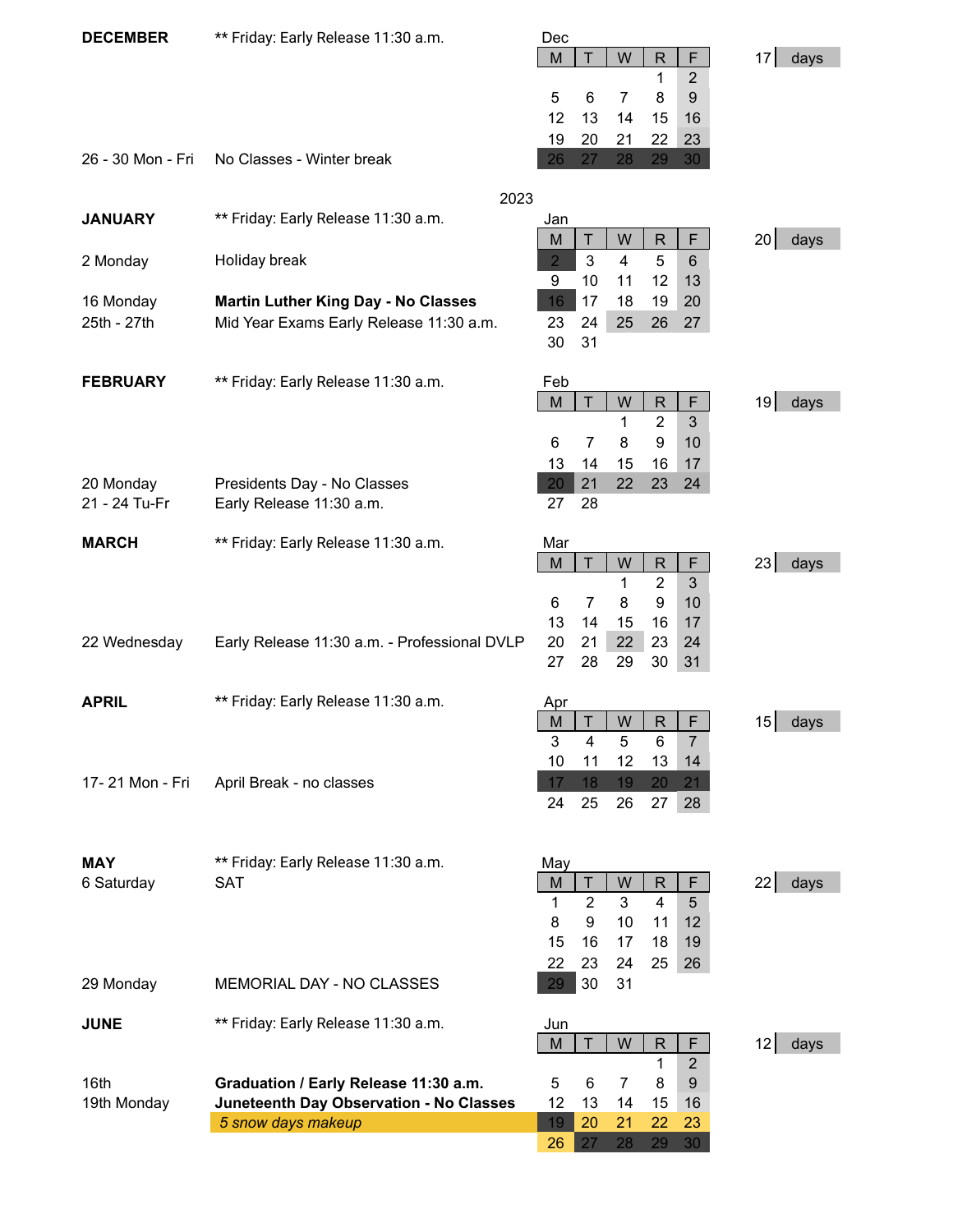**DECEMBER** — ** Friday: Early Release 11:30 a.m.

26 - 30 Mon - Fri — No Classes - Winter break

Dec

| M | T | W | R | F |
|---|---|---|---|---|
| | | | 1 | 2 |
| 5 | 6 | 7 | 8 | 9 |
| 12 | 13 | 14 | 15 | 16 |
| 19 | 20 | 21 | 22 | 23 |
| 26 | 27 | 28 | 29 | 30 |

17 days

2023

**JANUARY** — ** Friday: Early Release 11:30 a.m.

2 Monday — Holiday break

16 Monday — **Martin Luther King Day - No Classes**

25th - 27th — Mid Year Exams Early Release 11:30 a.m.

Jan

| M | T | W | R | F |
|---|---|---|---|---|
| 2 | 3 | 4 | 5 | 6 |
| 9 | 10 | 11 | 12 | 13 |
| 16 | 17 | 18 | 19 | 20 |
| 23 | 24 | 25 | 26 | 27 |
| 30 | 31 | | | |

20 days

**FEBRUARY** — ** Friday: Early Release 11:30 a.m.

20 Monday — Presidents Day - No Classes

21 - 24 Tu-Fr — Early Release 11:30 a.m.

Feb

| M | T | W | R | F |
|---|---|---|---|---|
| | | 1 | 2 | 3 |
| 6 | 7 | 8 | 9 | 10 |
| 13 | 14 | 15 | 16 | 17 |
| 20 | 21 | 22 | 23 | 24 |
| 27 | 28 | | | |

19 days

**MARCH** — ** Friday: Early Release 11:30 a.m.

22 Wednesday — Early Release 11:30 a.m. - Professional DVLP

Mar

| M | T | W | R | F |
|---|---|---|---|---|
| | | 1 | 2 | 3 |
| 6 | 7 | 8 | 9 | 10 |
| 13 | 14 | 15 | 16 | 17 |
| 20 | 21 | 22 | 23 | 24 |
| 27 | 28 | 29 | 30 | 31 |

23 days

**APRIL** — ** Friday: Early Release 11:30 a.m.

17- 21 Mon - Fri — April Break - no classes

Apr

| M | T | W | R | F |
|---|---|---|---|---|
| 3 | 4 | 5 | 6 | 7 |
| 10 | 11 | 12 | 13 | 14 |
| 17 | 18 | 19 | 20 | 21 |
| 24 | 25 | 26 | 27 | 28 |

15 days

**MAY** — ** Friday: Early Release 11:30 a.m.

6 Saturday — SAT

29 Monday — MEMORIAL DAY - NO CLASSES

May

| M | T | W | R | F |
|---|---|---|---|---|
| 1 | 2 | 3 | 4 | 5 |
| 8 | 9 | 10 | 11 | 12 |
| 15 | 16 | 17 | 18 | 19 |
| 22 | 23 | 24 | 25 | 26 |
| 29 | 30 | 31 | | |

22 days

**JUNE** — ** Friday: Early Release 11:30 a.m.

16th — **Graduation / Early Release 11:30 a.m.**

19th Monday — **Juneteenth Day Observation - No Classes**

*5 snow days makeup*

Jun

| M | T | W | R | F |
|---|---|---|---|---|
| | | | 1 | 2 |
| 5 | 6 | 7 | 8 | 9 |
| 12 | 13 | 14 | 15 | 16 |
| 19 | 20 | 21 | 22 | 23 |
| 26 | 27 | 28 | 29 | 30 |

12 days